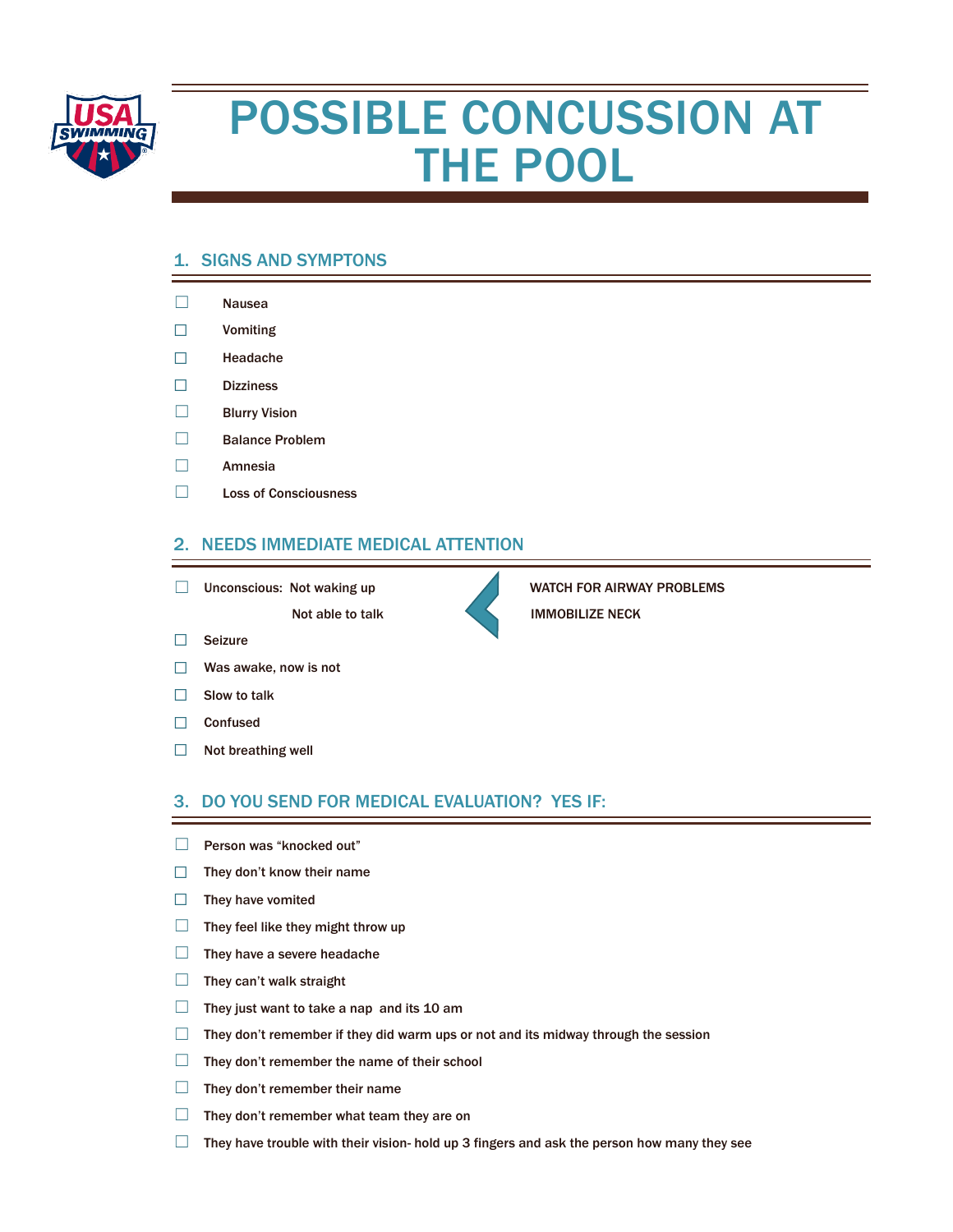# POSSIBLE CONCUSSION AT THE POOL

## 1. SIGNS AND SYMPTONS

- ☐ Nausea
- ☐ Vomiting
- ☐ Headache
- ☐ Dizziness
- ☐ Blurry Vision
- ☐ Balance Problem
- ☐ Amnesia
- ☐ Loss of Consciousness

## 2. NEEDS IMMEDIATE MEDICAL ATTENTION

- ☐ Unconscious: Not waking up
  Not able to talk
  → WATCH FOR AIRWAY PROBLEMS
  IMMOBILIZE NECK
- ☐ Seizure
- ☐ Was awake, now is not
- ☐ Slow to talk
- ☐ Confused
- ☐ Not breathing well

## 3. DO YOU SEND FOR MEDICAL EVALUATION? YES IF:

- ☐ Person was "knocked out"
- ☐ They don't know their name
- ☐ They have vomited
- ☐ They feel like they might throw up
- ☐ They have a severe headache
- ☐ They can't walk straight
- ☐ They just want to take a nap and its 10 am
- ☐ They don't remember if they did warm ups or not and its midway through the session
- ☐ They don't remember the name of their school
- ☐ They don't remember their name
- ☐ They don't remember what team they are on
- ☐ They have trouble with their vision- hold up 3 fingers and ask the person how many they see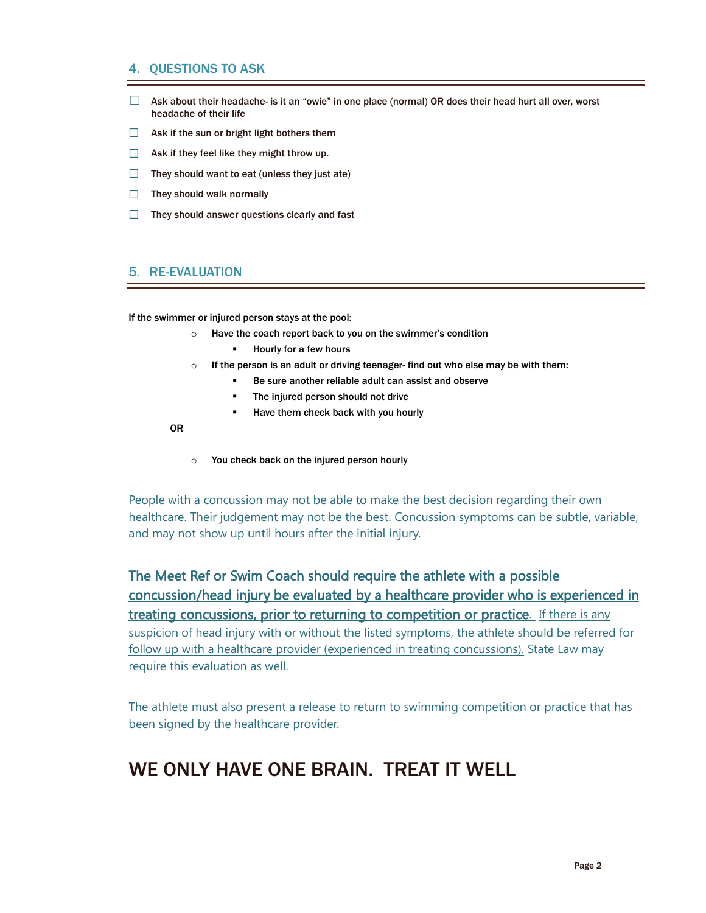## 4. QUESTIONS TO ASK

- ☐ Ask about their headache- is it an "owie" in one place (normal) OR does their head hurt all over, worst headache of their life
- ☐ Ask if the sun or bright light bothers them
- ☐ Ask if they feel like they might throw up.
- ☐ They should want to eat (unless they just ate)
- ☐ They should walk normally
- ☐ They should answer questions clearly and fast

## 5. RE-EVALUATION

If the swimmer or injured person stays at the pool:

- Have the coach report back to you on the swimmer's condition
  - Hourly for a few hours
- If the person is an adult or driving teenager- find out who else may be with them:
  - Be sure another reliable adult can assist and observe
  - The injured person should not drive
  - Have them check back with you hourly

OR

- You check back on the injured person hourly

People with a concussion may not be able to make the best decision regarding their own healthcare. Their judgement may not be the best. Concussion symptoms can be subtle, variable, and may not show up until hours after the initial injury.

**The Meet Ref or Swim Coach should require the athlete with a possible concussion/head injury be evaluated by a healthcare provider who is experienced in treating concussions, prior to returning to competition or practice.** If there is any suspicion of head injury with or without the listed symptoms, the athlete should be referred for follow up with a healthcare provider (experienced in treating concussions). State Law may require this evaluation as well.

The athlete must also present a release to return to swimming competition or practice that has been signed by the healthcare provider.

# WE ONLY HAVE ONE BRAIN. TREAT IT WELL